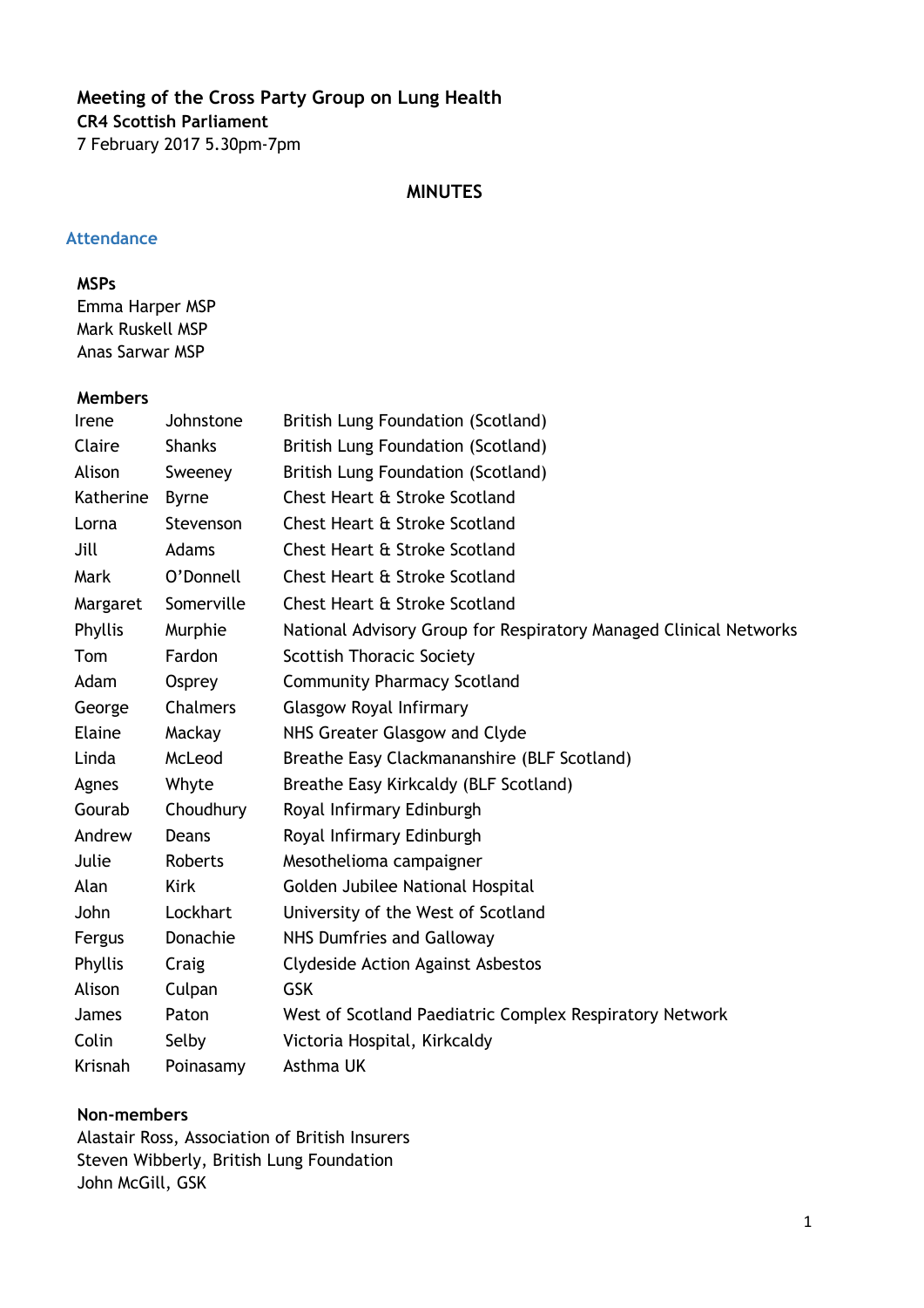**Meeting of the Cross Party Group on Lung Health**

**CR4 Scottish Parliament**

7 February 2017 5.30pm-7pm

## MINUTES

### Attendance

**MSPs**

Emma Harper MSP
Mark Ruskell MSP
Anas Sarwar MSP

**Members**

| | | |
|---|---|---|
| Irene | Johnstone | British Lung Foundation (Scotland) |
| Claire | Shanks | British Lung Foundation (Scotland) |
| Alison | Sweeney | British Lung Foundation (Scotland) |
| Katherine | Byrne | Chest Heart & Stroke Scotland |
| Lorna | Stevenson | Chest Heart & Stroke Scotland |
| Jill | Adams | Chest Heart & Stroke Scotland |
| Mark | O'Donnell | Chest Heart & Stroke Scotland |
| Margaret | Somerville | Chest Heart & Stroke Scotland |
| Phyllis | Murphie | National Advisory Group for Respiratory Managed Clinical Networks |
| Tom | Fardon | Scottish Thoracic Society |
| Adam | Osprey | Community Pharmacy Scotland |
| George | Chalmers | Glasgow Royal Infirmary |
| Elaine | Mackay | NHS Greater Glasgow and Clyde |
| Linda | McLeod | Breathe Easy Clackmananshire (BLF Scotland) |
| Agnes | Whyte | Breathe Easy Kirkcaldy (BLF Scotland) |
| Gourab | Choudhury | Royal Infirmary Edinburgh |
| Andrew | Deans | Royal Infirmary Edinburgh |
| Julie | Roberts | Mesothelioma campaigner |
| Alan | Kirk | Golden Jubilee National Hospital |
| John | Lockhart | University of the West of Scotland |
| Fergus | Donachie | NHS Dumfries and Galloway |
| Phyllis | Craig | Clydeside Action Against Asbestos |
| Alison | Culpan | GSK |
| James | Paton | West of Scotland Paediatric Complex Respiratory Network |
| Colin | Selby | Victoria Hospital, Kirkcaldy |
| Krisnah | Poinasamy | Asthma UK |

**Non-members**

Alastair Ross, Association of British Insurers
Steven Wibberly, British Lung Foundation
John McGill, GSK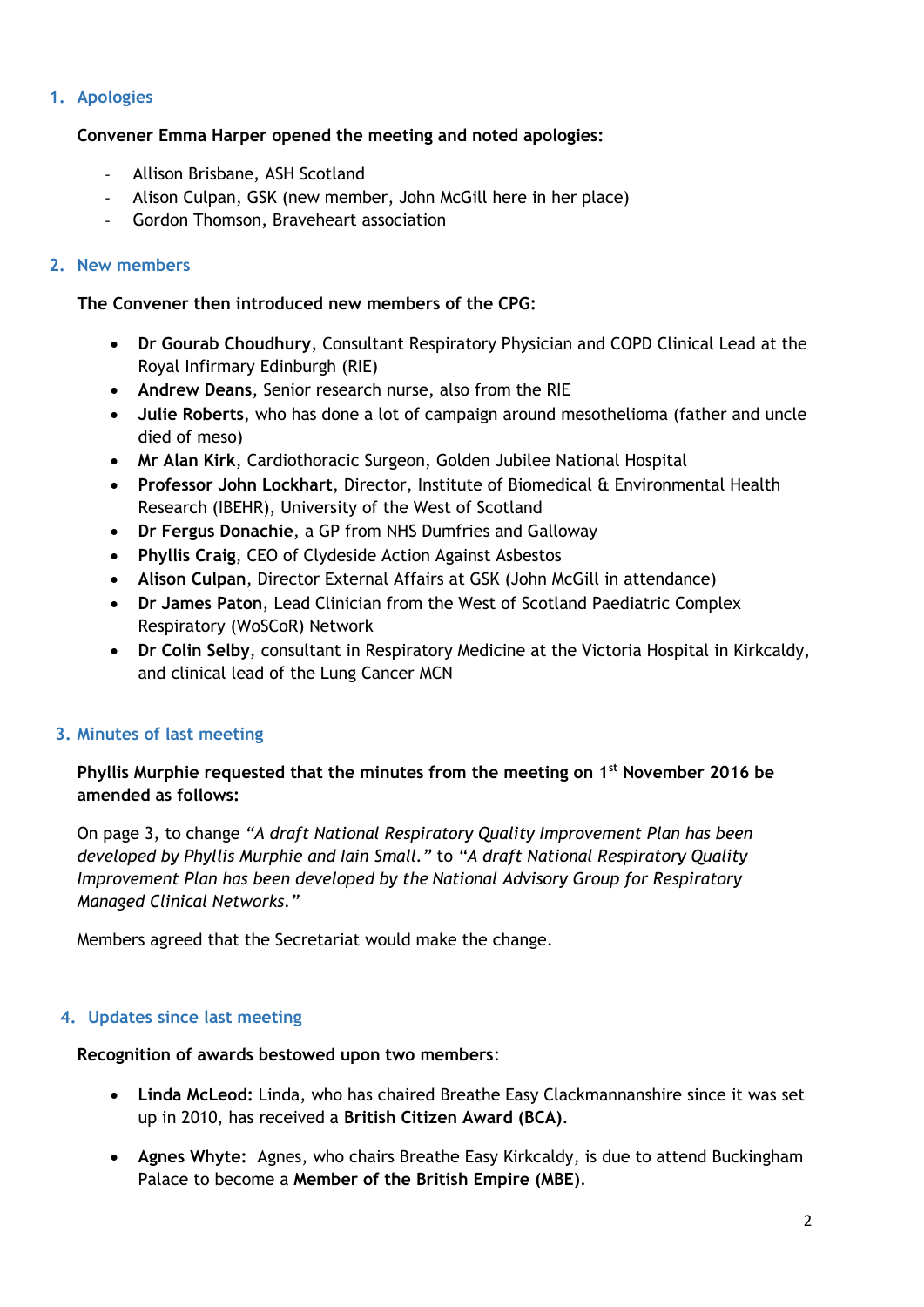## 1. Apologies

**Convener Emma Harper opened the meeting and noted apologies:**

- Allison Brisbane, ASH Scotland
- Alison Culpan, GSK (new member, John McGill here in her place)
- Gordon Thomson, Braveheart association

## 2. New members

**The Convener then introduced new members of the CPG:**

- **Dr Gourab Choudhury**, Consultant Respiratory Physician and COPD Clinical Lead at the Royal Infirmary Edinburgh (RIE)
- **Andrew Deans**, Senior research nurse, also from the RIE
- **Julie Roberts**, who has done a lot of campaign around mesothelioma (father and uncle died of meso)
- **Mr Alan Kirk**, Cardiothoracic Surgeon, Golden Jubilee National Hospital
- **Professor John Lockhart**, Director, Institute of Biomedical & Environmental Health Research (IBEHR), University of the West of Scotland
- **Dr Fergus Donachie**, a GP from NHS Dumfries and Galloway
- **Phyllis Craig**, CEO of Clydeside Action Against Asbestos
- **Alison Culpan**, Director External Affairs at GSK (John McGill in attendance)
- **Dr James Paton**, Lead Clinician from the West of Scotland Paediatric Complex Respiratory (WoSCoR) Network
- **Dr Colin Selby**, consultant in Respiratory Medicine at the Victoria Hospital in Kirkcaldy, and clinical lead of the Lung Cancer MCN

## 3. Minutes of last meeting

**Phyllis Murphie requested that the minutes from the meeting on 1st November 2016 be amended as follows:**

On page 3, to change *"A draft National Respiratory Quality Improvement Plan has been developed by Phyllis Murphie and Iain Small."* to *"A draft National Respiratory Quality Improvement Plan has been developed by the National Advisory Group for Respiratory Managed Clinical Networks."*

Members agreed that the Secretariat would make the change.

## 4. Updates since last meeting

**Recognition of awards bestowed upon two members**:

- **Linda McLeod:** Linda, who has chaired Breathe Easy Clackmannanshire since it was set up in 2010, has received a **British Citizen Award (BCA)**.
- **Agnes Whyte:** Agnes, who chairs Breathe Easy Kirkcaldy, is due to attend Buckingham Palace to become a **Member of the British Empire (MBE)**.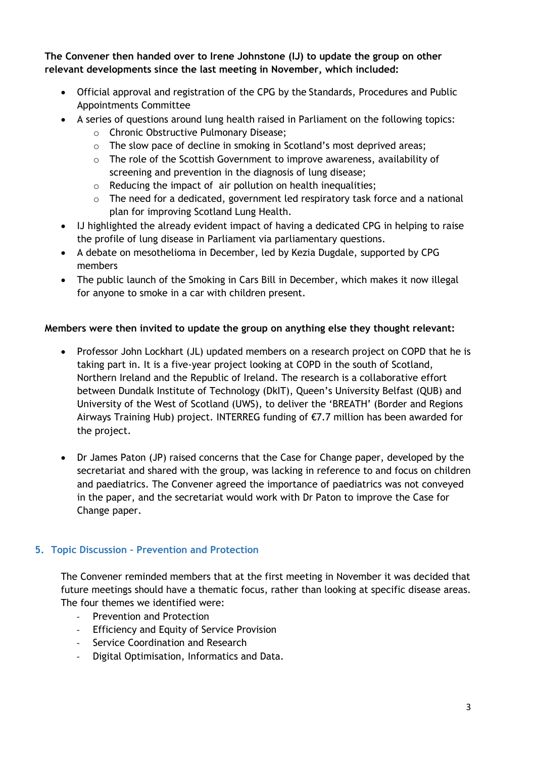**The Convener then handed over to Irene Johnstone (IJ) to update the group on other relevant developments since the last meeting in November, which included:**

- Official approval and registration of the CPG by the Standards, Procedures and Public Appointments Committee
- A series of questions around lung health raised in Parliament on the following topics:
  - Chronic Obstructive Pulmonary Disease;
  - The slow pace of decline in smoking in Scotland's most deprived areas;
  - The role of the Scottish Government to improve awareness, availability of screening and prevention in the diagnosis of lung disease;
  - Reducing the impact of air pollution on health inequalities;
  - The need for a dedicated, government led respiratory task force and a national plan for improving Scotland Lung Health.
- IJ highlighted the already evident impact of having a dedicated CPG in helping to raise the profile of lung disease in Parliament via parliamentary questions.
- A debate on mesothelioma in December, led by Kezia Dugdale, supported by CPG members
- The public launch of the Smoking in Cars Bill in December, which makes it now illegal for anyone to smoke in a car with children present.

**Members were then invited to update the group on anything else they thought relevant:**

- Professor John Lockhart (JL) updated members on a research project on COPD that he is taking part in. It is a five-year project looking at COPD in the south of Scotland, Northern Ireland and the Republic of Ireland. The research is a collaborative effort between Dundalk Institute of Technology (DkIT), Queen's University Belfast (QUB) and University of the West of Scotland (UWS), to deliver the 'BREATH' (Border and Regions Airways Training Hub) project. INTERREG funding of €7.7 million has been awarded for the project.

- Dr James Paton (JP) raised concerns that the Case for Change paper, developed by the secretariat and shared with the group, was lacking in reference to and focus on children and paediatrics. The Convener agreed the importance of paediatrics was not conveyed in the paper, and the secretariat would work with Dr Paton to improve the Case for Change paper.

## 5. Topic Discussion – Prevention and Protection

The Convener reminded members that at the first meeting in November it was decided that future meetings should have a thematic focus, rather than looking at specific disease areas. The four themes we identified were:

- Prevention and Protection
- Efficiency and Equity of Service Provision
- Service Coordination and Research
- Digital Optimisation, Informatics and Data.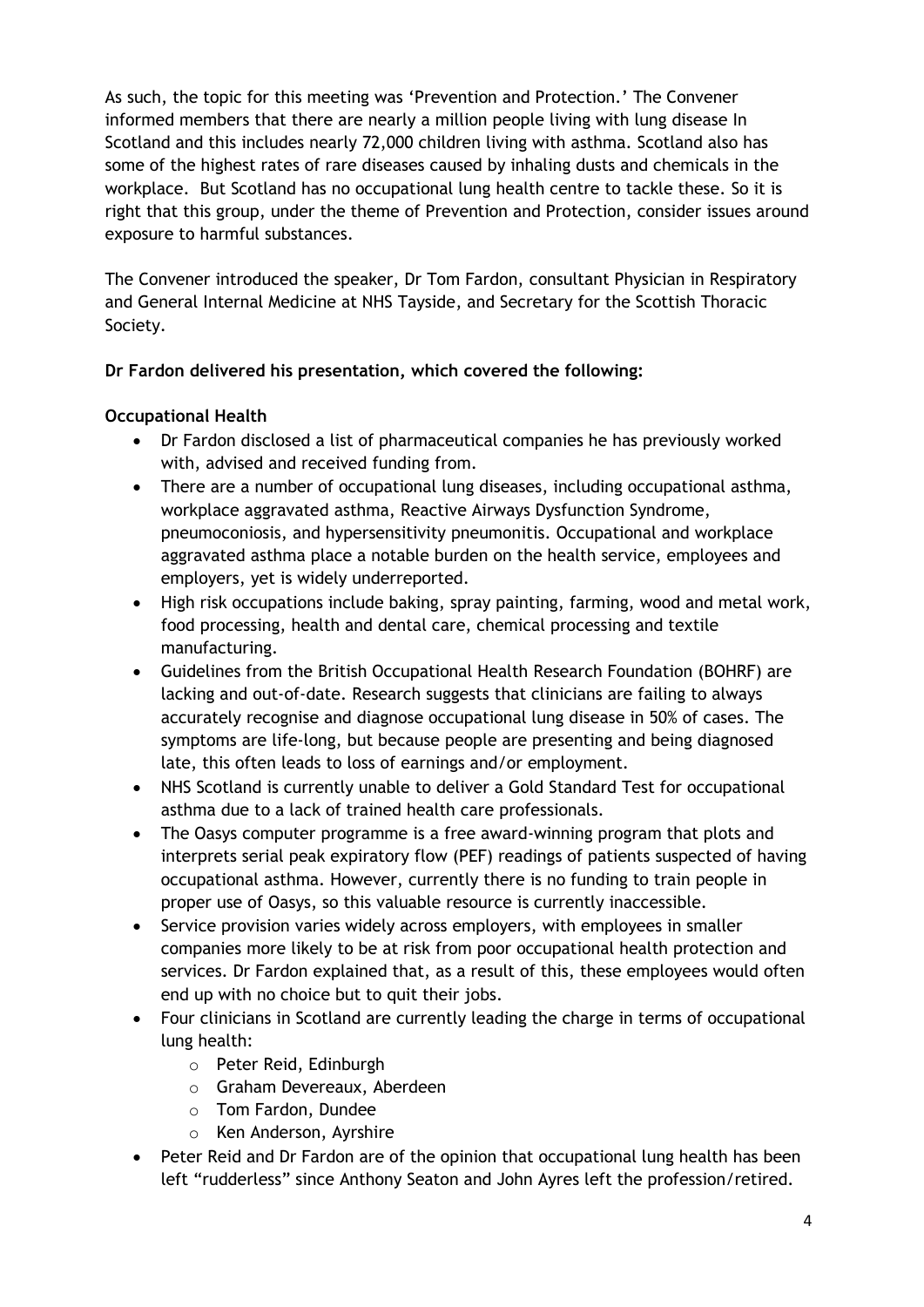As such, the topic for this meeting was 'Prevention and Protection.' The Convener informed members that there are nearly a million people living with lung disease In Scotland and this includes nearly 72,000 children living with asthma. Scotland also has some of the highest rates of rare diseases caused by inhaling dusts and chemicals in the workplace. But Scotland has no occupational lung health centre to tackle these. So it is right that this group, under the theme of Prevention and Protection, consider issues around exposure to harmful substances.

The Convener introduced the speaker, Dr Tom Fardon, consultant Physician in Respiratory and General Internal Medicine at NHS Tayside, and Secretary for the Scottish Thoracic Society.

**Dr Fardon delivered his presentation, which covered the following:**

**Occupational Health**

- Dr Fardon disclosed a list of pharmaceutical companies he has previously worked with, advised and received funding from.
- There are a number of occupational lung diseases, including occupational asthma, workplace aggravated asthma, Reactive Airways Dysfunction Syndrome, pneumoconiosis, and hypersensitivity pneumonitis. Occupational and workplace aggravated asthma place a notable burden on the health service, employees and employers, yet is widely underreported.
- High risk occupations include baking, spray painting, farming, wood and metal work, food processing, health and dental care, chemical processing and textile manufacturing.
- Guidelines from the British Occupational Health Research Foundation (BOHRF) are lacking and out-of-date. Research suggests that clinicians are failing to always accurately recognise and diagnose occupational lung disease in 50% of cases. The symptoms are life-long, but because people are presenting and being diagnosed late, this often leads to loss of earnings and/or employment.
- NHS Scotland is currently unable to deliver a Gold Standard Test for occupational asthma due to a lack of trained health care professionals.
- The Oasys computer programme is a free award-winning program that plots and interprets serial peak expiratory flow (PEF) readings of patients suspected of having occupational asthma. However, currently there is no funding to train people in proper use of Oasys, so this valuable resource is currently inaccessible.
- Service provision varies widely across employers, with employees in smaller companies more likely to be at risk from poor occupational health protection and services. Dr Fardon explained that, as a result of this, these employees would often end up with no choice but to quit their jobs.
- Four clinicians in Scotland are currently leading the charge in terms of occupational lung health:
    - Peter Reid, Edinburgh
    - Graham Devereaux, Aberdeen
    - Tom Fardon, Dundee
    - Ken Anderson, Ayrshire
- Peter Reid and Dr Fardon are of the opinion that occupational lung health has been left "rudderless" since Anthony Seaton and John Ayres left the profession/retired.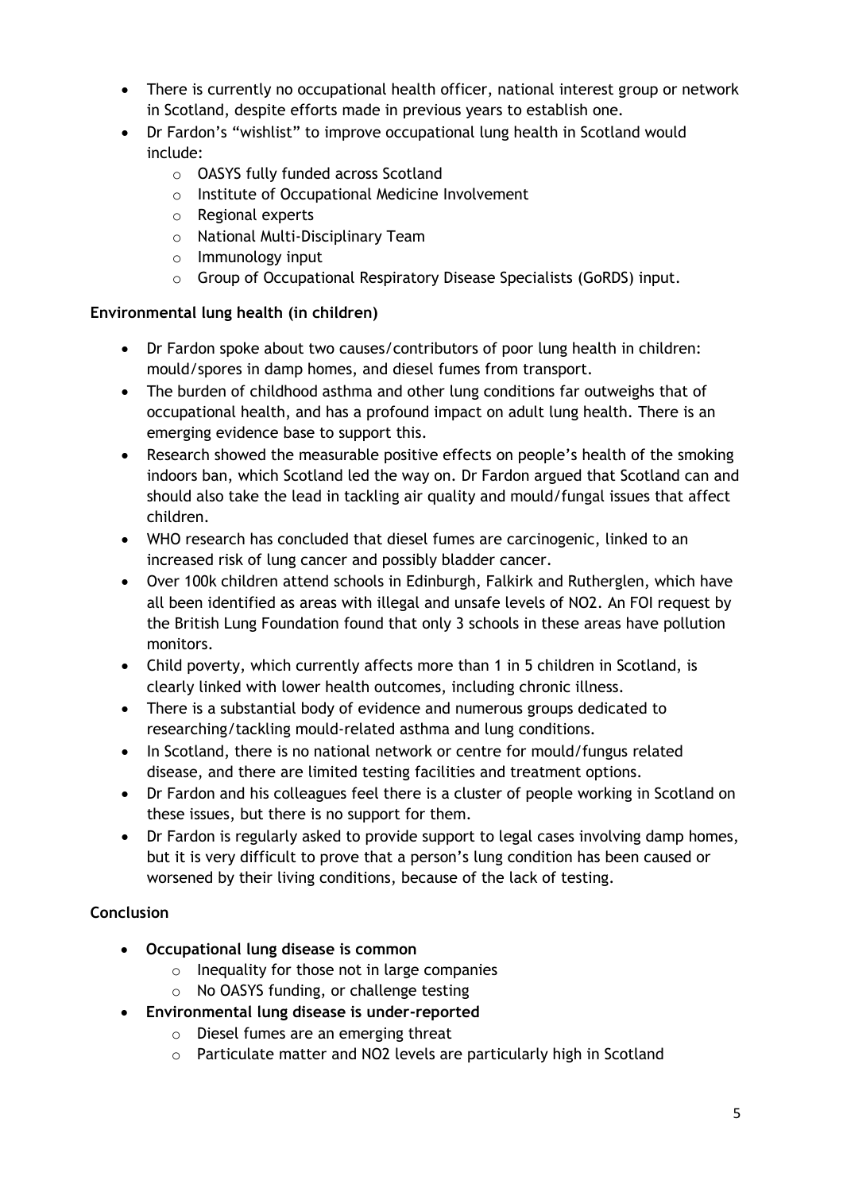- There is currently no occupational health officer, national interest group or network in Scotland, despite efforts made in previous years to establish one.
- Dr Fardon's "wishlist" to improve occupational lung health in Scotland would include:
    - OASYS fully funded across Scotland
    - Institute of Occupational Medicine Involvement
    - Regional experts
    - National Multi-Disciplinary Team
    - Immunology input
    - Group of Occupational Respiratory Disease Specialists (GoRDS) input.

**Environmental lung health (in children)**

- Dr Fardon spoke about two causes/contributors of poor lung health in children: mould/spores in damp homes, and diesel fumes from transport.
- The burden of childhood asthma and other lung conditions far outweighs that of occupational health, and has a profound impact on adult lung health. There is an emerging evidence base to support this.
- Research showed the measurable positive effects on people's health of the smoking indoors ban, which Scotland led the way on. Dr Fardon argued that Scotland can and should also take the lead in tackling air quality and mould/fungal issues that affect children.
- WHO research has concluded that diesel fumes are carcinogenic, linked to an increased risk of lung cancer and possibly bladder cancer.
- Over 100k children attend schools in Edinburgh, Falkirk and Rutherglen, which have all been identified as areas with illegal and unsafe levels of $NO_2$. An FOI request by the British Lung Foundation found that only 3 schools in these areas have pollution monitors.
- Child poverty, which currently affects more than 1 in 5 children in Scotland, is clearly linked with lower health outcomes, including chronic illness.
- There is a substantial body of evidence and numerous groups dedicated to researching/tackling mould-related asthma and lung conditions.
- In Scotland, there is no national network or centre for mould/fungus related disease, and there are limited testing facilities and treatment options.
- Dr Fardon and his colleagues feel there is a cluster of people working in Scotland on these issues, but there is no support for them.
- Dr Fardon is regularly asked to provide support to legal cases involving damp homes, but it is very difficult to prove that a person's lung condition has been caused or worsened by their living conditions, because of the lack of testing.

**Conclusion**

- **Occupational lung disease is common**
    - Inequality for those not in large companies
    - No OASYS funding, or challenge testing
- **Environmental lung disease is under-reported**
    - Diesel fumes are an emerging threat
    - Particulate matter and $NO_2$ levels are particularly high in Scotland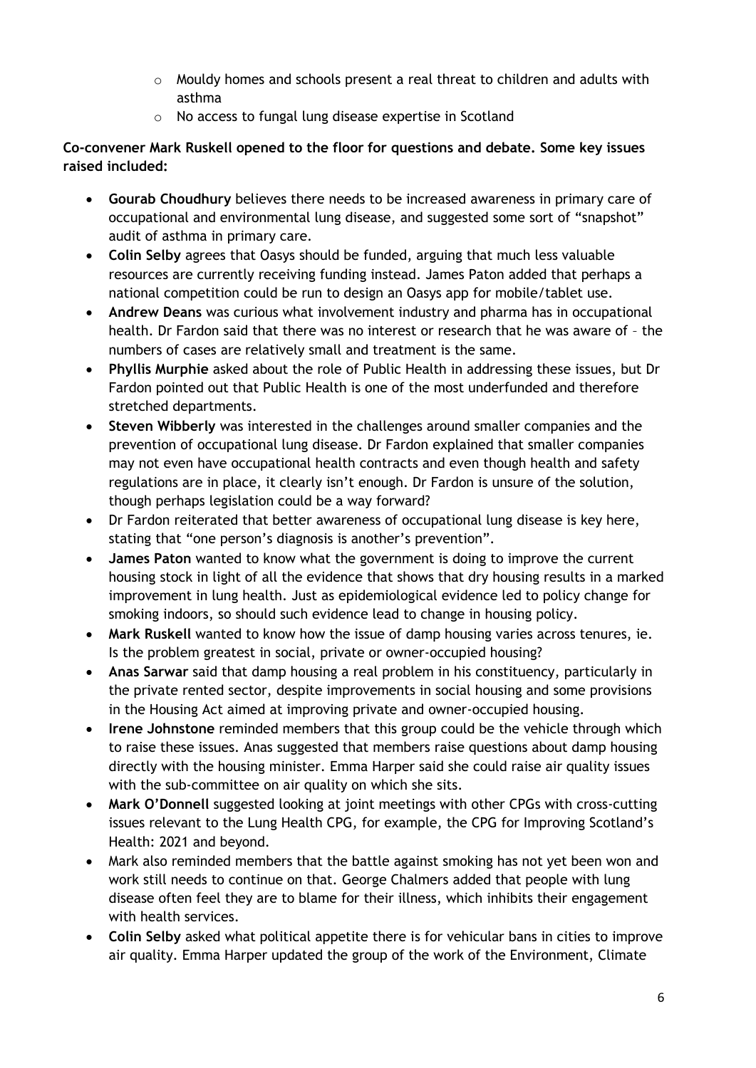- Mouldy homes and schools present a real threat to children and adults with asthma
    - No access to fungal lung disease expertise in Scotland

**Co-convener Mark Ruskell opened to the floor for questions and debate. Some key issues raised included:**

- **Gourab Choudhury** believes there needs to be increased awareness in primary care of occupational and environmental lung disease, and suggested some sort of "snapshot" audit of asthma in primary care.
- **Colin Selby** agrees that Oasys should be funded, arguing that much less valuable resources are currently receiving funding instead. James Paton added that perhaps a national competition could be run to design an Oasys app for mobile/tablet use.
- **Andrew Deans** was curious what involvement industry and pharma has in occupational health. Dr Fardon said that there was no interest or research that he was aware of – the numbers of cases are relatively small and treatment is the same.
- **Phyllis Murphie** asked about the role of Public Health in addressing these issues, but Dr Fardon pointed out that Public Health is one of the most underfunded and therefore stretched departments.
- **Steven Wibberly** was interested in the challenges around smaller companies and the prevention of occupational lung disease. Dr Fardon explained that smaller companies may not even have occupational health contracts and even though health and safety regulations are in place, it clearly isn't enough. Dr Fardon is unsure of the solution, though perhaps legislation could be a way forward?
- Dr Fardon reiterated that better awareness of occupational lung disease is key here, stating that "one person's diagnosis is another's prevention".
- **James Paton** wanted to know what the government is doing to improve the current housing stock in light of all the evidence that shows that dry housing results in a marked improvement in lung health. Just as epidemiological evidence led to policy change for smoking indoors, so should such evidence lead to change in housing policy.
- **Mark Ruskell** wanted to know how the issue of damp housing varies across tenures, ie. Is the problem greatest in social, private or owner-occupied housing?
- **Anas Sarwar** said that damp housing a real problem in his constituency, particularly in the private rented sector, despite improvements in social housing and some provisions in the Housing Act aimed at improving private and owner-occupied housing.
- **Irene Johnstone** reminded members that this group could be the vehicle through which to raise these issues. Anas suggested that members raise questions about damp housing directly with the housing minister. Emma Harper said she could raise air quality issues with the sub-committee on air quality on which she sits.
- **Mark O'Donnell** suggested looking at joint meetings with other CPGs with cross-cutting issues relevant to the Lung Health CPG, for example, the CPG for Improving Scotland's Health: 2021 and beyond.
- Mark also reminded members that the battle against smoking has not yet been won and work still needs to continue on that. George Chalmers added that people with lung disease often feel they are to blame for their illness, which inhibits their engagement with health services.
- **Colin Selby** asked what political appetite there is for vehicular bans in cities to improve air quality. Emma Harper updated the group of the work of the Environment, Climate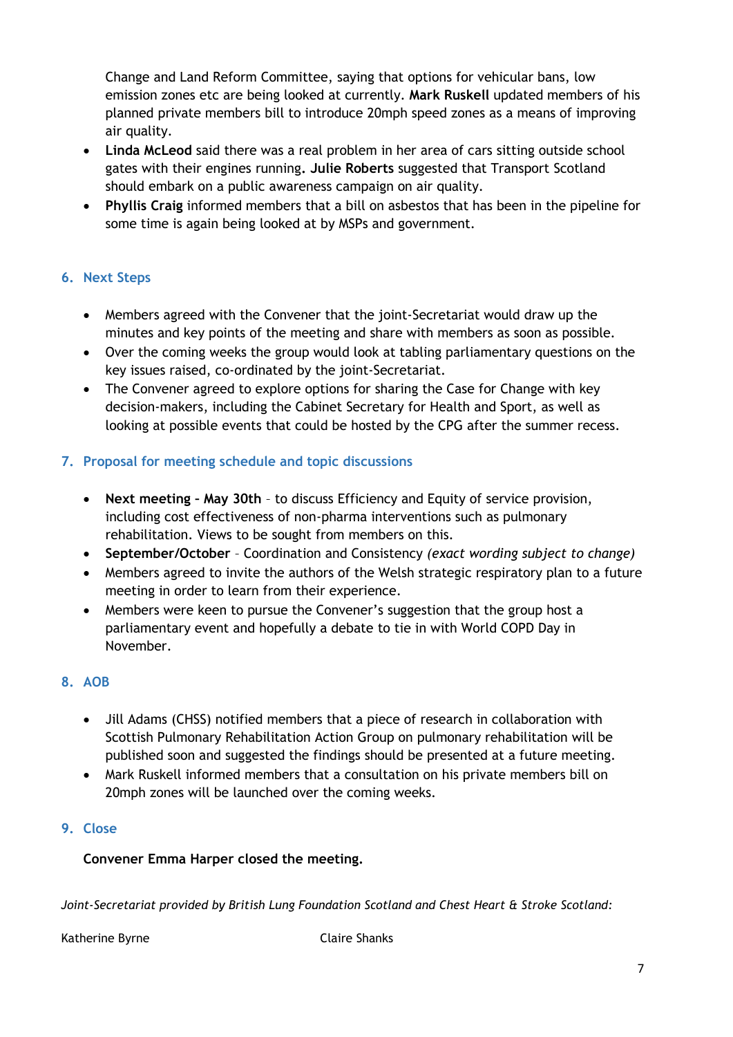Change and Land Reform Committee, saying that options for vehicular bans, low emission zones etc are being looked at currently. **Mark Ruskell** updated members of his planned private members bill to introduce 20mph speed zones as a means of improving air quality.

- **Linda McLeod** said there was a real problem in her area of cars sitting outside school gates with their engines running**. Julie Roberts** suggested that Transport Scotland should embark on a public awareness campaign on air quality.
- **Phyllis Craig** informed members that a bill on asbestos that has been in the pipeline for some time is again being looked at by MSPs and government.

## 6. Next Steps

- Members agreed with the Convener that the joint-Secretariat would draw up the minutes and key points of the meeting and share with members as soon as possible.
- Over the coming weeks the group would look at tabling parliamentary questions on the key issues raised, co-ordinated by the joint-Secretariat.
- The Convener agreed to explore options for sharing the Case for Change with key decision-makers, including the Cabinet Secretary for Health and Sport, as well as looking at possible events that could be hosted by the CPG after the summer recess.

## 7. Proposal for meeting schedule and topic discussions

- **Next meeting – May 30th** – to discuss Efficiency and Equity of service provision, including cost effectiveness of non-pharma interventions such as pulmonary rehabilitation. Views to be sought from members on this.
- **September/October** – Coordination and Consistency *(exact wording subject to change)*
- Members agreed to invite the authors of the Welsh strategic respiratory plan to a future meeting in order to learn from their experience.
- Members were keen to pursue the Convener's suggestion that the group host a parliamentary event and hopefully a debate to tie in with World COPD Day in November.

## 8. AOB

- Jill Adams (CHSS) notified members that a piece of research in collaboration with Scottish Pulmonary Rehabilitation Action Group on pulmonary rehabilitation will be published soon and suggested the findings should be presented at a future meeting.
- Mark Ruskell informed members that a consultation on his private members bill on 20mph zones will be launched over the coming weeks.

## 9. Close

**Convener Emma Harper closed the meeting.**

*Joint-Secretariat provided by British Lung Foundation Scotland and Chest Heart & Stroke Scotland:*

Katherine Byrne Claire Shanks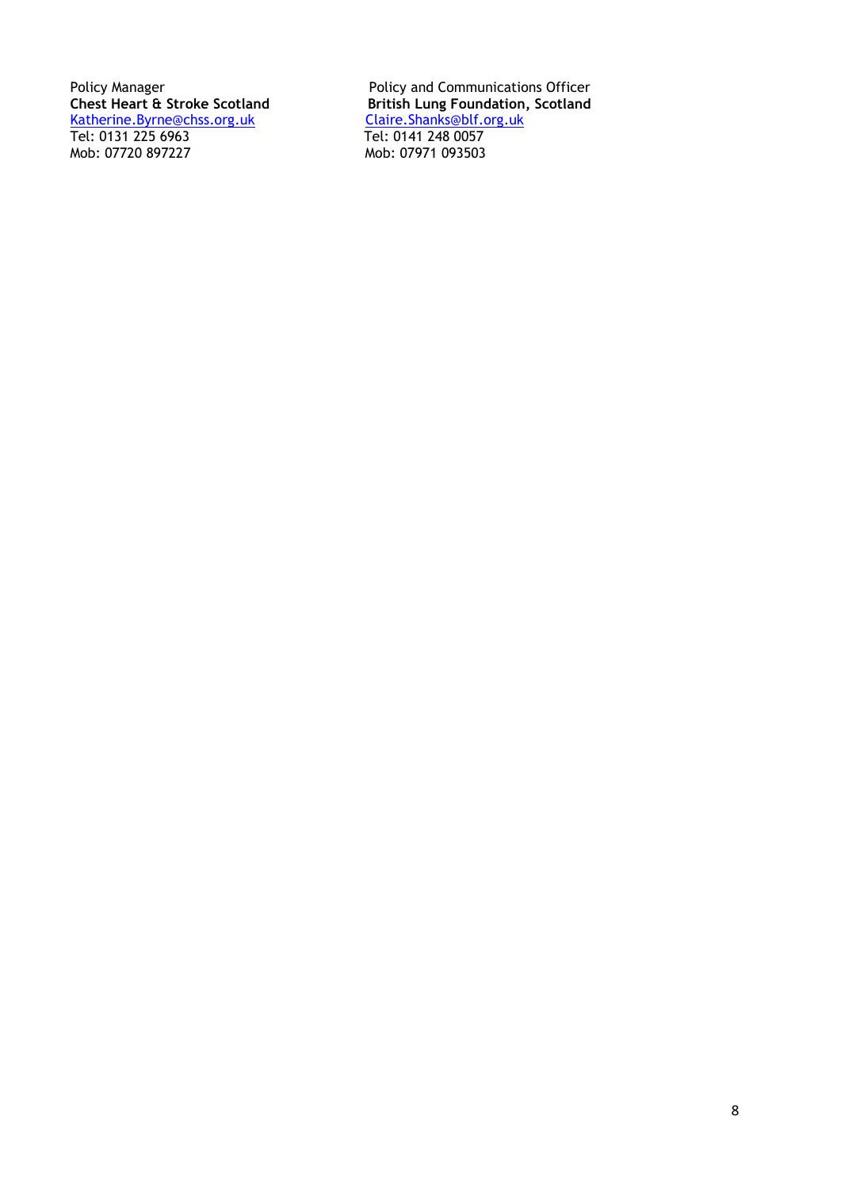Policy Manager
**Chest Heart & Stroke Scotland**
Katherine.Byrne@chss.org.uk
Tel: 0131 225 6963
Mob: 07720 897227

Policy and Communications Officer
**British Lung Foundation, Scotland**
Claire.Shanks@blf.org.uk
Tel: 0141 248 0057
Mob: 07971 093503